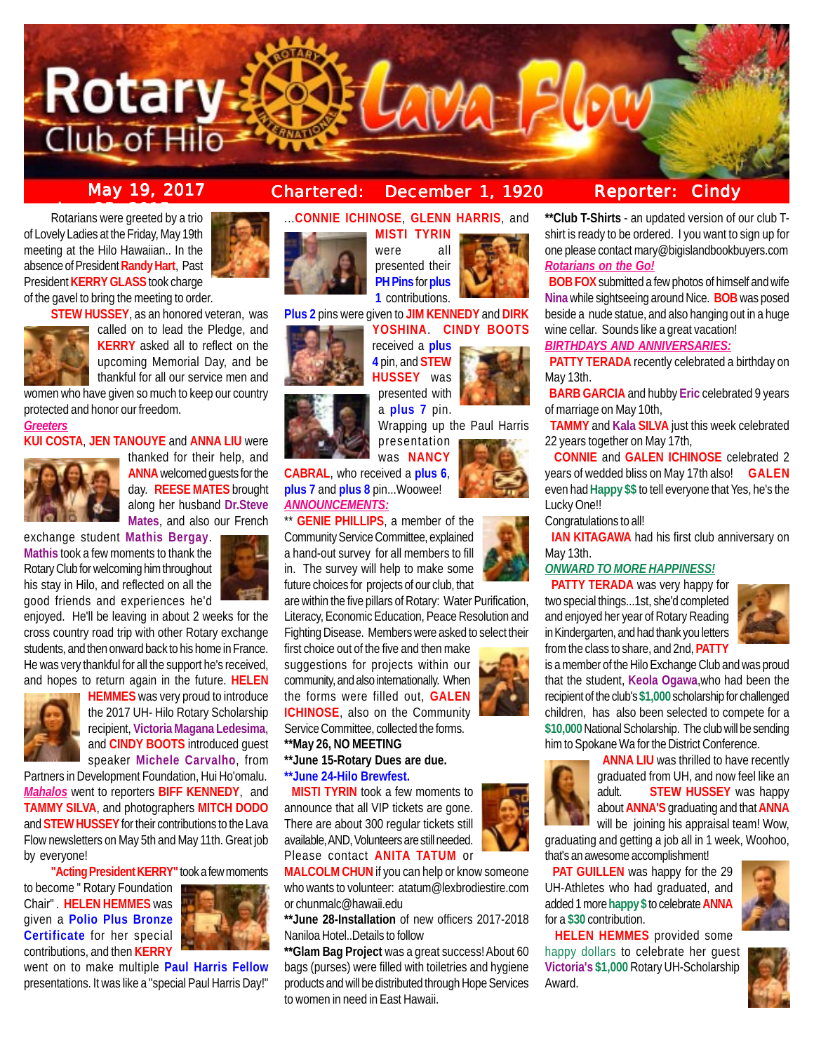# Rotary Club of Hilo Lava Flow

**May 19, 2017** | **Chartered: December 1, 1920** | **Reporter: Cindy**

Rotarians were greeted by a trio of Lovely Ladies at the Friday, May 19th meeting at the Hilo Hawaiian.. In the absence of President **Randy Hart**, Past President **KERRY GLASS** took charge of the gavel to bring the meeting to order.

**STEW HUSSEY**, as an honored veteran, was called on to lead the Pledge, and **KERRY** asked all to reflect on the upcoming Memorial Day, and be thankful for all our service men and women who have given so much to keep our country protected and honor our freedom.

***Greeters***

**KUI COSTA**, **JEN TANOUYE** and **ANNA LIU** were thanked for their help, and **ANNA** welcomed guests for the day. **REESE MATES** brought along her husband **Dr.Steve Mates**, and also our French exchange student **Mathis Bergay**. **Mathis** took a few moments to thank the Rotary Club for welcoming him throughout his stay in Hilo, and reflected on all the good friends and experiences he'd enjoyed. He'll be leaving in about 2 weeks for the cross country road trip with other Rotary exchange students, and then onward back to his home in France. He was very thankful for all the support he's received, and hopes to return again in the future. **HELEN HEMMES** was very proud to introduce the 2017 UH- Hilo Rotary Scholarship recipient, **Victoria Magana Ledesima**, and **CINDY BOOTS** introduced guest speaker **Michele Carvalho**, from Partners in Development Foundation, Hui Ho'omalu.

***Mahalos*** went to reporters **BIFF KENNEDY**, and **TAMMY SILVA**, and photographers **MITCH DODO** and **STEW HUSSEY** for their contributions to the Lava Flow newsletters on May 5th and May 11th. Great job by everyone!

**"Acting President KERRY"** took a few moments to become " Rotary Foundation Chair" . **HELEN HEMMES** was given a **Polio Plus Bronze Certificate** for her special contributions, and then **KERRY** went on to make multiple **Paul Harris Fellow** presentations. It was like a "special Paul Harris Day!" ...**CONNIE ICHINOSE**, **GLENN HARRIS**, and **MISTI TYRIN** were all presented their **PH Pins** for **plus 1** contributions. **Plus 2** pins were given to **JIM KENNEDY** and **DIRK YOSHINA**. **CINDY BOOTS** received a **plus 4** pin, and **STEW HUSSEY** was presented with a **plus 7** pin. Wrapping up the Paul Harris presentation was **NANCY CABRAL**, who received a **plus 6**, **plus 7** and **plus 8** pin...Woowee!

***ANNOUNCEMENTS:***

** **GENIE PHILLIPS**, a member of the Community Service Committee, explained a hand-out survey for all members to fill in. The survey will help to make some future choices for projects of our club, that are within the five pillars of Rotary: Water Purification, Literacy, Economic Education, Peace Resolution and Fighting Disease. Members were asked to select their first choice out of the five and then make suggestions for projects within our community, and also internationally. When the forms were filled out, **GALEN ICHINOSE**, also on the Community Service Committee, collected the forms.

**May 26, NO MEETING**

**June 15-Rotary Dues are due.**

**June 24-Hilo Brewfest.**

**MISTI TYRIN** took a few moments to announce that all VIP tickets are gone. There are about 300 regular tickets still available, AND, Volunteers are still needed. Please contact **ANITA TATUM** or **MALCOLM CHUN** if you can help or know someone who wants to volunteer: atatum@lexbrodiestire.com or chunmalc@hawaii.edu

**June 28-Installation** of new officers 2017-2018 Naniloa Hotel..Details to follow

**Glam Bag Project** was a great success! About 60 bags (purses) were filled with toiletries and hygiene products and will be distributed through Hope Services to women in need in East Hawaii.

**Club T-Shirts** - an updated version of our club T-shirt is ready to be ordered. I you want to sign up for one please contact mary@bigislandbookbuyers.com

***Rotarians on the Go!***

**BOB FOX** submitted a few photos of himself and wife **Nina** while sightseeing around Nice. **BOB** was posed beside a nude statue, and also hanging out in a huge wine cellar. Sounds like a great vacation!

***BIRTHDAYS AND ANNIVERSARIES:***

**PATTY TERADA** recently celebrated a birthday on May 13th.

**BARB GARCIA** and hubby **Eric** celebrated 9 years of marriage on May 10th,

**TAMMY** and **Kala SILVA** just this week celebrated 22 years together on May 17th,

**CONNIE** and **GALEN ICHINOSE** celebrated 2 years of wedded bliss on May 17th also! **GALEN** even had **Happy $$** to tell everyone that Yes, he's the Lucky One!!

Congratulations to all!

**IAN KITAGAWA** had his first club anniversary on May 13th.

***ONWARD TO MORE HAPPINESS!***

**PATTY TERADA** was very happy for two special things...1st, she'd completed and enjoyed her year of Rotary Reading in Kindergarten, and had thank you letters from the class to share, and 2nd, **PATTY** is a member of the Hilo Exchange Club and was proud that the student, **Keola Ogawa**,who had been the recipient of the club's **$1,000** scholarship for challenged children, has also been selected to compete for a **$10,000** National Scholarship. The club will be sending him to Spokane Wa for the District Conference.

**ANNA LIU** was thrilled to have recently graduated from UH, and now feel like an adult. **STEW HUSSEY** was happy about **ANNA'S** graduating and that **ANNA** will be joining his appraisal team! Wow, graduating and getting a job all in 1 week, Woohoo, that's an awesome accomplishment!

**PAT GUILLEN** was happy for the 29 UH-Athletes who had graduated, and added 1 more **happy $** to celebrate **ANNA** for a **$30** contribution.

**HELEN HEMMES** provided some happy dollars to celebrate her guest **Victoria's $1,000** Rotary UH-Scholarship Award.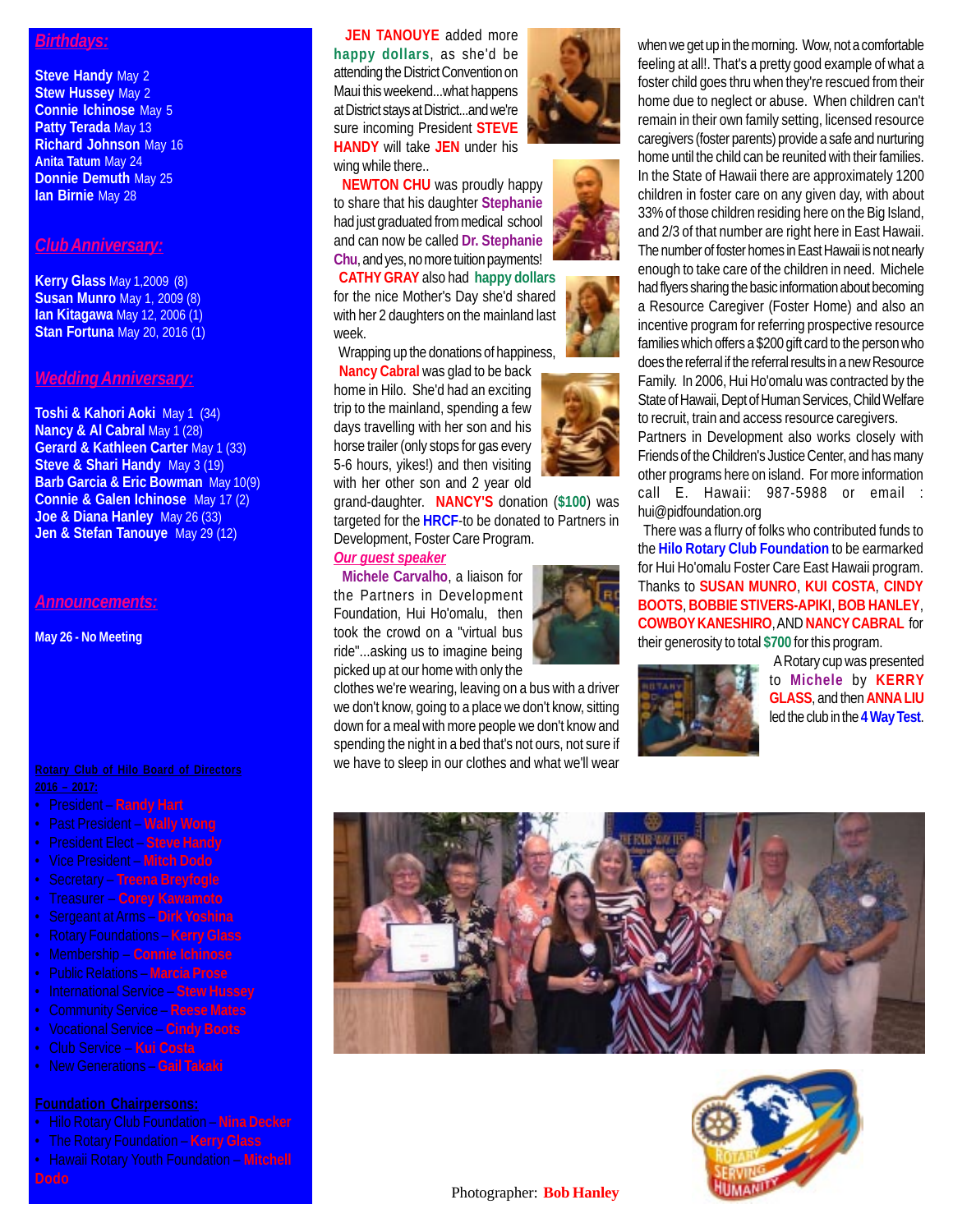## *Birthdays:*

**Steve Handy** May 2
**Stew Hussey** May 2
**Connie Ichinose** May 5
**Patty Terada** May 13
**Richard Johnson** May 16
**Anita Tatum** May 24
**Donnie Demuth** May 25
**Ian Birnie** May 28

## *Club Anniversary:*

**Kerry Glass** May 1,2009 (8)
**Susan Munro** May 1, 2009 (8)
**Ian Kitagawa** May 12, 2006 (1)
**Stan Fortuna** May 20, 2016 (1)

## *Wedding Anniversary:*

**Toshi & Kahori Aoki** May 1 (34)
**Nancy & Al Cabral** May 1 (28)
**Gerard & Kathleen Carter** May 1 (33)
**Steve & Shari Handy** May 3 (19)
**Barb Garcia & Eric Bowman** May 10(9)
**Connie & Galen Ichinose** May 17 (2)
**Joe & Diana Hanley** May 26 (33)
**Jen & Stefan Tanouye** May 29 (12)

## *Announcements:*

**May 26 - No Meeting**

**Rotary Club of Hilo Board of Directors**
**2016 – 2017:**

- President – **Randy Hart**
- Past President – **Wally Wong**
- President Elect – **Steve Handy**
- Vice President – **Mitch Dodo**
- Secretary – **Treena Breyfogle**
- Treasurer – **Corey Kawamoto**
- Sergeant at Arms – **Dirk Yoshina**
- Rotary Foundations – **Kerry Glass**
- Membership – **Connie Ichinose**
- Public Relations – **Marcia Prose**
- International Service – **Stew Hussey**
- Community Service – **Reese Mates**
- Vocational Service – **Cindy Boots**
- Club Service – **Kui Costa**
- New Generations – **Gail Takaki**

**Foundation Chairpersons:**

- Hilo Rotary Club Foundation – **Nina Decker**
- The Rotary Foundation – **Kerry Glass**
- Hawaii Rotary Youth Foundation – **Mitchell Dodo**

**JEN TANOUYE** added more **happy dollars**, as she'd be attending the District Convention on Maui this weekend...what happens at District stays at District...and we're sure incoming President **STEVE HANDY** will take **JEN** under his wing while there..

**NEWTON CHU** was proudly happy to share that his daughter **Stephanie** had just graduated from medical school and can now be called **Dr. Stephanie Chu**, and yes, no more tuition payments!

**CATHY GRAY** also had **happy dollars** for the nice Mother's Day she'd shared with her 2 daughters on the mainland last week.

Wrapping up the donations of happiness, **Nancy Cabral** was glad to be back home in Hilo. She'd had an exciting trip to the mainland, spending a few days travelling with her son and his horse trailer (only stops for gas every 5-6 hours, yikes!) and then visiting with her other son and 2 year old grand-daughter. **NANCY'S** donation (**$100**) was targeted for the **HRCF**-to be donated to Partners in Development, Foster Care Program.

***Our guest speaker***

**Michele Carvalho**, a liaison for the Partners in Development Foundation, Hui Ho'omalu, then took the crowd on a "virtual bus ride"...asking us to imagine being picked up at our home with only the clothes we're wearing, leaving on a bus with a driver we don't know, going to a place we don't know, sitting down for a meal with more people we don't know and spending the night in a bed that's not ours, not sure if we have to sleep in our clothes and what we'll wear when we get up in the morning. Wow, not a comfortable feeling at all!. That's a pretty good example of what a foster child goes thru when they're rescued from their home due to neglect or abuse. When children can't remain in their own family setting, licensed resource caregivers (foster parents) provide a safe and nurturing home until the child can be reunited with their families. In the State of Hawaii there are approximately 1200 children in foster care on any given day, with about 33% of those children residing here on the Big Island, and 2/3 of that number are right here in East Hawaii. The number of foster homes in East Hawaii is not nearly enough to take care of the children in need. Michele had flyers sharing the basic information about becoming a Resource Caregiver (Foster Home) and also an incentive program for referring prospective resource families which offers a $200 gift card to the person who does the referral if the referral results in a new Resource Family. In 2006, Hui Ho'omalu was contracted by the State of Hawaii, Dept of Human Services, Child Welfare to recruit, train and access resource caregivers. Partners in Development also works closely with Friends of the Children's Justice Center, and has many other programs here on island. For more information call E. Hawaii: 987-5988 or email : hui@pidfoundation.org

There was a flurry of folks who contributed funds to the **Hilo Rotary Club Foundation** to be earmarked for Hui Ho'omalu Foster Care East Hawaii program. Thanks to **SUSAN MUNRO**, **KUI COSTA**, **CINDY BOOTS**, **BOBBIE STIVERS-APIKI**, **BOB HANLEY**, **COWBOY KANESHIRO**, AND **NANCY CABRAL** for their generosity to total **$700** for this program.

A Rotary cup was presented to **Michele** by **KERRY GLASS**, and then **ANNA LIU** led the club in the **4 Way Test**.

Photographer: **Bob Hanley**